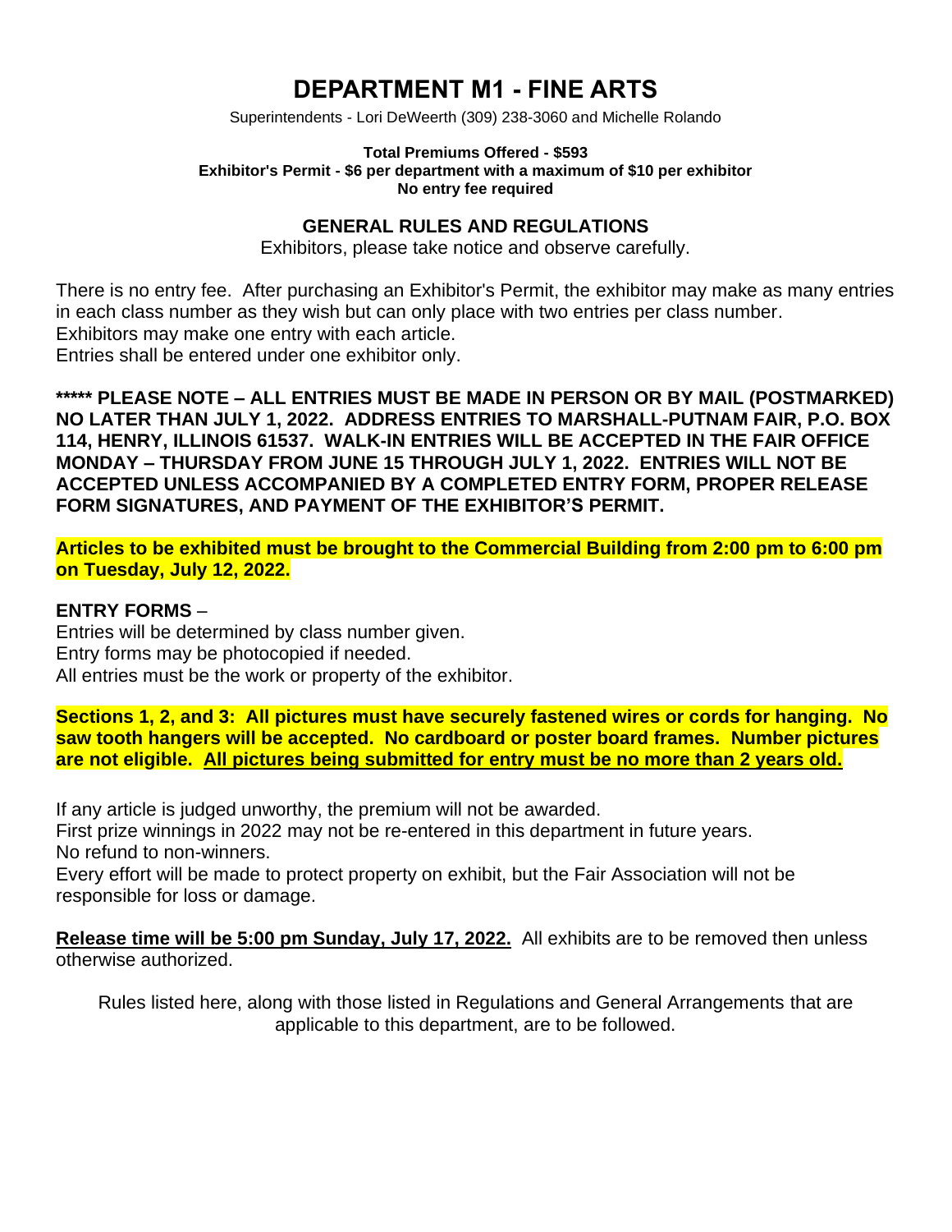# DEPARTMENT M1 - FINE ARTS

Superintendents - Lori DeWeerth (309) 238-3060 and Michelle Rolando

**Total Premiums Offered - $593**
**Exhibitor's Permit - $6 per department with a maximum of $10 per exhibitor**
**No entry fee required**

## GENERAL RULES AND REGULATIONS

Exhibitors, please take notice and observe carefully.

There is no entry fee. After purchasing an Exhibitor's Permit, the exhibitor may make as many entries in each class number as they wish but can only place with two entries per class number.
Exhibitors may make one entry with each article.
Entries shall be entered under one exhibitor only.

**\*\*\*\*\* PLEASE NOTE – ALL ENTRIES MUST BE MADE IN PERSON OR BY MAIL (POSTMARKED) NO LATER THAN JULY 1, 2022. ADDRESS ENTRIES TO MARSHALL-PUTNAM FAIR, P.O. BOX 114, HENRY, ILLINOIS 61537. WALK-IN ENTRIES WILL BE ACCEPTED IN THE FAIR OFFICE MONDAY – THURSDAY FROM JUNE 15 THROUGH JULY 1, 2022. ENTRIES WILL NOT BE ACCEPTED UNLESS ACCOMPANIED BY A COMPLETED ENTRY FORM, PROPER RELEASE FORM SIGNATURES, AND PAYMENT OF THE EXHIBITOR'S PERMIT.**

**Articles to be exhibited must be brought to the Commercial Building from 2:00 pm to 6:00 pm on Tuesday, July 12, 2022.**

**ENTRY FORMS** –
Entries will be determined by class number given.
Entry forms may be photocopied if needed.
All entries must be the work or property of the exhibitor.

**Sections 1, 2, and 3: All pictures must have securely fastened wires or cords for hanging. No saw tooth hangers will be accepted. No cardboard or poster board frames. Number pictures are not eligible. All pictures being submitted for entry must be no more than 2 years old.**

If any article is judged unworthy, the premium will not be awarded.
First prize winnings in 2022 may not be re-entered in this department in future years.
No refund to non-winners.
Every effort will be made to protect property on exhibit, but the Fair Association will not be responsible for loss or damage.

**Release time will be 5:00 pm Sunday, July 17, 2022.** All exhibits are to be removed then unless otherwise authorized.

Rules listed here, along with those listed in Regulations and General Arrangements that are applicable to this department, are to be followed.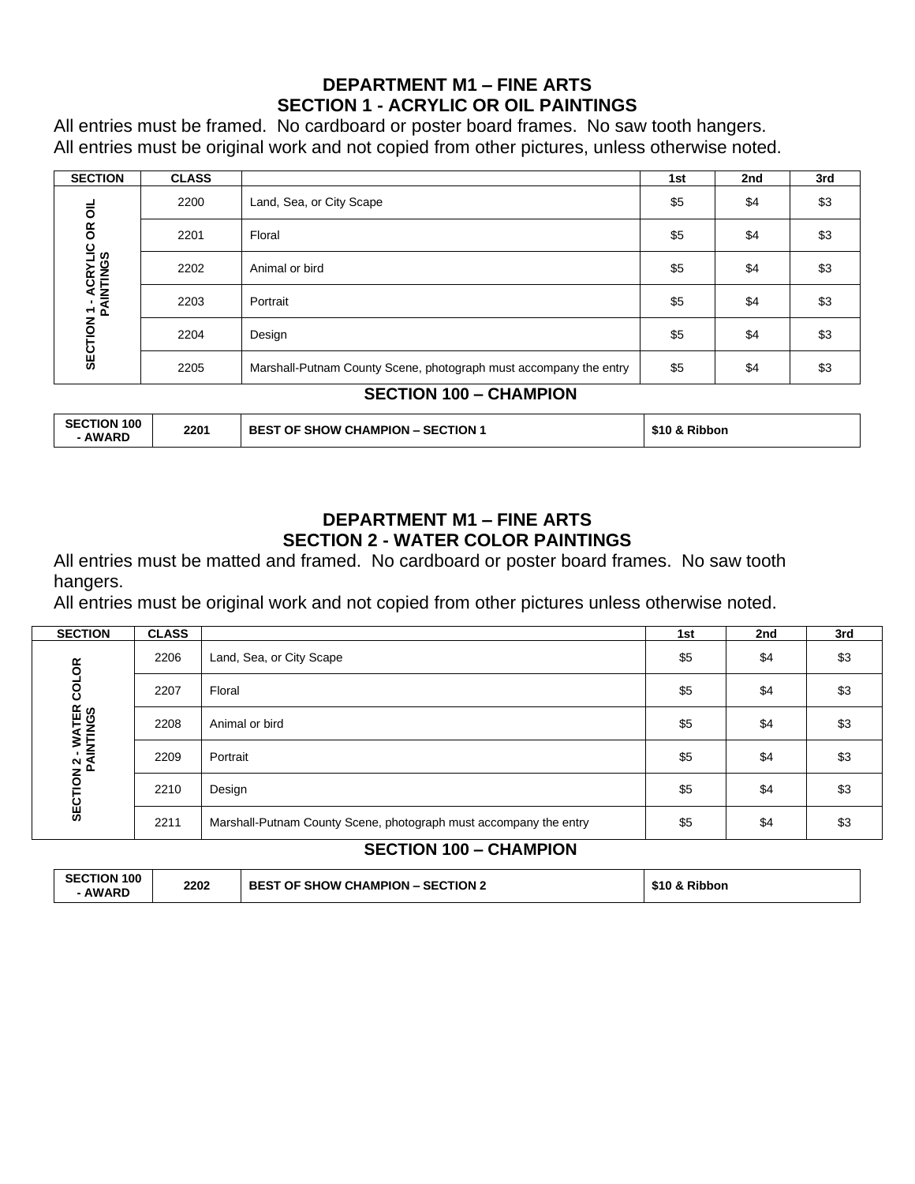## DEPARTMENT M1 – FINE ARTS
## SECTION 1 - ACRYLIC OR OIL PAINTINGS

All entries must be framed. No cardboard or poster board frames. No saw tooth hangers.
All entries must be original work and not copied from other pictures, unless otherwise noted.

| SECTION | CLASS | | 1st | 2nd | 3rd |
|---|---|---|---|---|---|
| SECTION 1 - ACRYLIC OR OIL PAINTINGS | 2200 | Land, Sea, or City Scape | $5 | $4 | $3 |
| | 2201 | Floral | $5 | $4 | $3 |
| | 2202 | Animal or bird | $5 | $4 | $3 |
| | 2203 | Portrait | $5 | $4 | $3 |
| | 2204 | Design | $5 | $4 | $3 |
| | 2205 | Marshall-Putnam County Scene, photograph must accompany the entry | $5 | $4 | $3 |

### SECTION 100 – CHAMPION

| SECTION 100 - AWARD | 2201 | BEST OF SHOW CHAMPION – SECTION 1 | $10 & Ribbon |
|---|---|---|---|

## DEPARTMENT M1 – FINE ARTS
## SECTION 2 - WATER COLOR PAINTINGS

All entries must be matted and framed. No cardboard or poster board frames. No saw tooth hangers.
All entries must be original work and not copied from other pictures unless otherwise noted.

| SECTION | CLASS | | 1st | 2nd | 3rd |
|---|---|---|---|---|---|
| SECTION 2 - WATER COLOR PAINTINGS | 2206 | Land, Sea, or City Scape | $5 | $4 | $3 |
| | 2207 | Floral | $5 | $4 | $3 |
| | 2208 | Animal or bird | $5 | $4 | $3 |
| | 2209 | Portrait | $5 | $4 | $3 |
| | 2210 | Design | $5 | $4 | $3 |
| | 2211 | Marshall-Putnam County Scene, photograph must accompany the entry | $5 | $4 | $3 |

### SECTION 100 – CHAMPION

| SECTION 100 - AWARD | 2202 | BEST OF SHOW CHAMPION – SECTION 2 | $10 & Ribbon |
|---|---|---|---|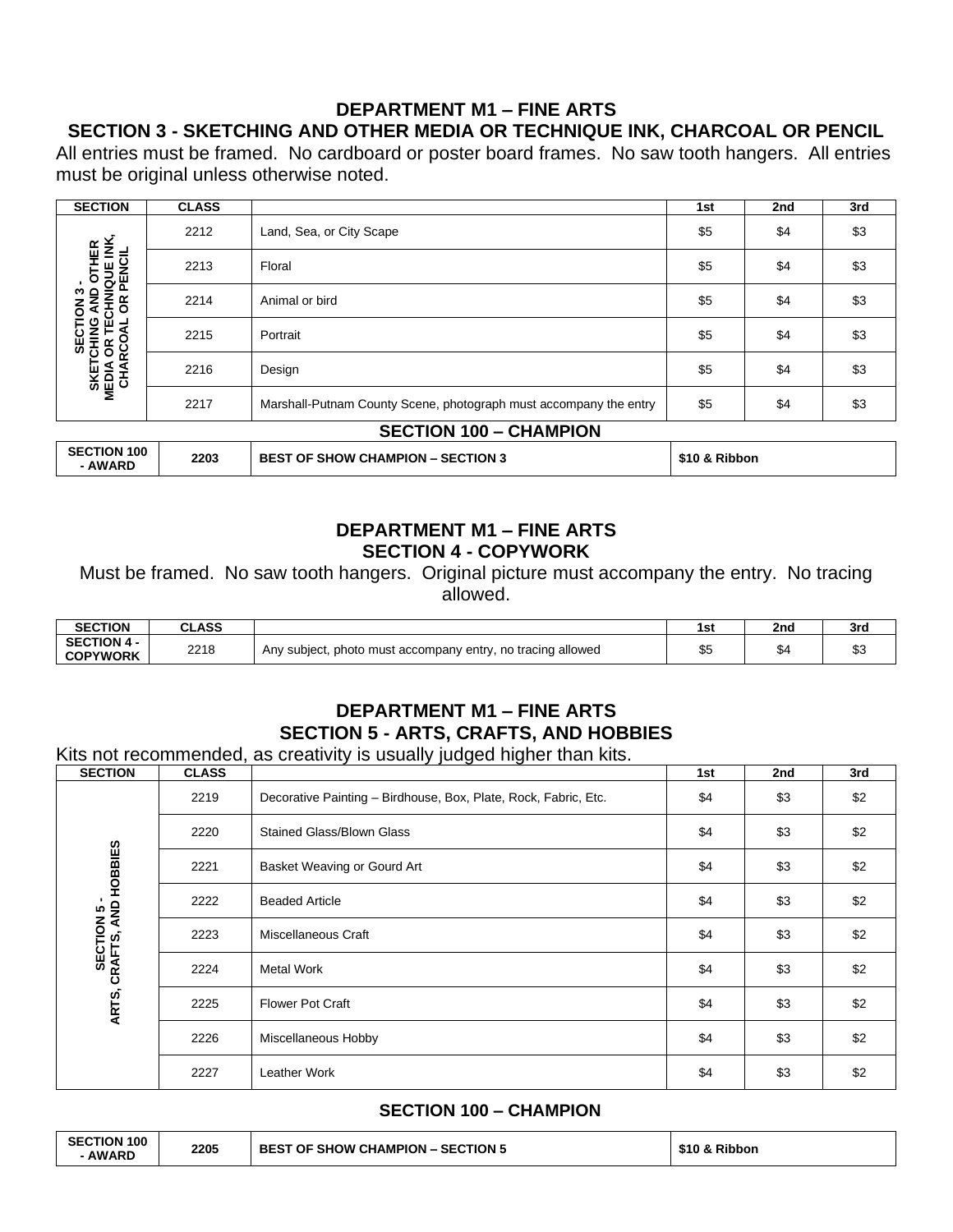## DEPARTMENT M1 – FINE ARTS
## SECTION 3 - SKETCHING AND OTHER MEDIA OR TECHNIQUE INK, CHARCOAL OR PENCIL

All entries must be framed. No cardboard or poster board frames. No saw tooth hangers. All entries must be original unless otherwise noted.

| SECTION | CLASS | | 1st | 2nd | 3rd |
|---|---|---|---|---|---|
| SECTION 3 - SKETCHING AND OTHER MEDIA OR TECHNIQUE INK, CHARCOAL OR PENCIL | 2212 | Land, Sea, or City Scape | $5 | $4 | $3 |
| | 2213 | Floral | $5 | $4 | $3 |
| | 2214 | Animal or bird | $5 | $4 | $3 |
| | 2215 | Portrait | $5 | $4 | $3 |
| | 2216 | Design | $5 | $4 | $3 |
| | 2217 | Marshall-Putnam County Scene, photograph must accompany the entry | $5 | $4 | $3 |

### SECTION 100 – CHAMPION

| SECTION 100 - AWARD | 2203 | BEST OF SHOW CHAMPION – SECTION 3 | $10 & Ribbon |
|---|---|---|---|

## DEPARTMENT M1 – FINE ARTS
## SECTION 4 - COPYWORK

Must be framed. No saw tooth hangers. Original picture must accompany the entry. No tracing allowed.

| SECTION | CLASS | | 1st | 2nd | 3rd |
|---|---|---|---|---|---|
| SECTION 4 - COPYWORK | 2218 | Any subject, photo must accompany entry, no tracing allowed | $5 | $4 | $3 |

## DEPARTMENT M1 – FINE ARTS
## SECTION 5 - ARTS, CRAFTS, AND HOBBIES

Kits not recommended, as creativity is usually judged higher than kits.

| SECTION | CLASS | | 1st | 2nd | 3rd |
|---|---|---|---|---|---|
| SECTION 5 - ARTS, CRAFTS, AND HOBBIES | 2219 | Decorative Painting – Birdhouse, Box, Plate, Rock, Fabric, Etc. | $4 | $3 | $2 |
| | 2220 | Stained Glass/Blown Glass | $4 | $3 | $2 |
| | 2221 | Basket Weaving or Gourd Art | $4 | $3 | $2 |
| | 2222 | Beaded Article | $4 | $3 | $2 |
| | 2223 | Miscellaneous Craft | $4 | $3 | $2 |
| | 2224 | Metal Work | $4 | $3 | $2 |
| | 2225 | Flower Pot Craft | $4 | $3 | $2 |
| | 2226 | Miscellaneous Hobby | $4 | $3 | $2 |
| | 2227 | Leather Work | $4 | $3 | $2 |

### SECTION 100 – CHAMPION

| SECTION 100 - AWARD | 2205 | BEST OF SHOW CHAMPION – SECTION 5 | $10 & Ribbon |
|---|---|---|---|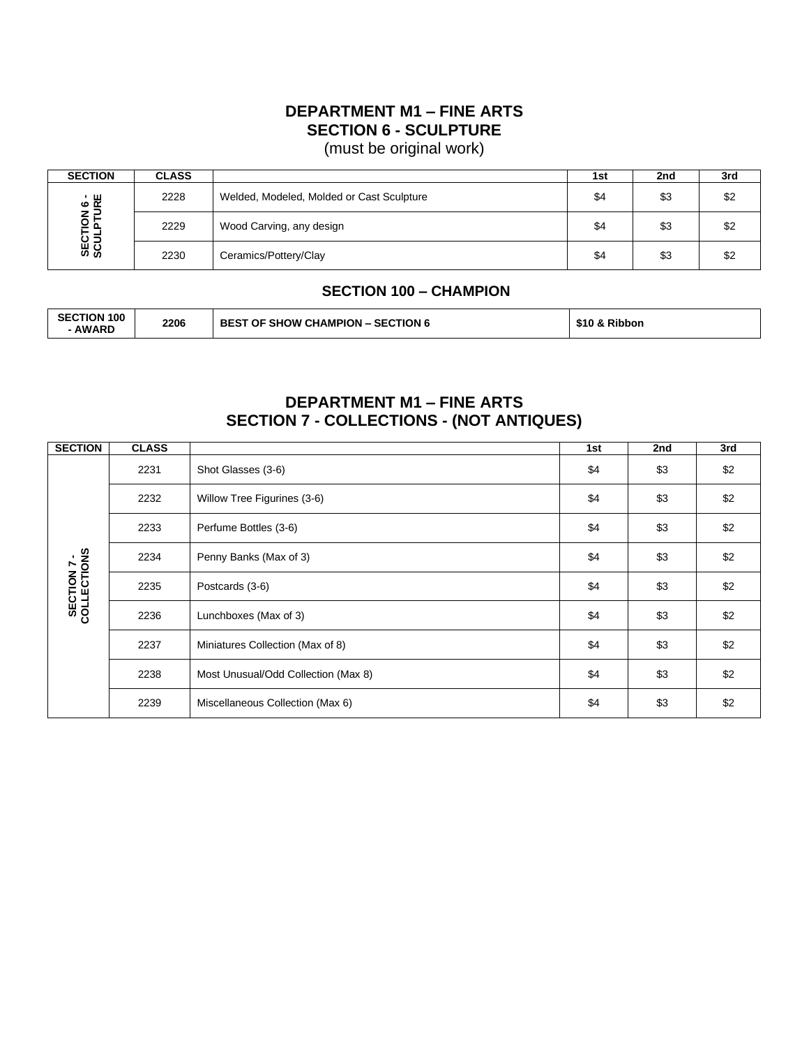## DEPARTMENT M1 – FINE ARTS
## SECTION 6 - SCULPTURE
(must be original work)

| SECTION | CLASS | | 1st | 2nd | 3rd |
|---|---|---|---|---|---|
| SECTION 6 - SCULPTURE | 2228 | Welded, Modeled, Molded or Cast Sculpture | $4 | $3 | $2 |
| | 2229 | Wood Carving, any design | $4 | $3 | $2 |
| | 2230 | Ceramics/Pottery/Clay | $4 | $3 | $2 |

### SECTION 100 – CHAMPION

| SECTION 100 - AWARD | 2206 | BEST OF SHOW CHAMPION – SECTION 6 | $10 & Ribbon |
|---|---|---|---|

## DEPARTMENT M1 – FINE ARTS
## SECTION 7 - COLLECTIONS - (NOT ANTIQUES)

| SECTION | CLASS | | 1st | 2nd | 3rd |
|---|---|---|---|---|---|
| SECTION 7 - COLLECTIONS | 2231 | Shot Glasses (3-6) | $4 | $3 | $2 |
| | 2232 | Willow Tree Figurines (3-6) | $4 | $3 | $2 |
| | 2233 | Perfume Bottles (3-6) | $4 | $3 | $2 |
| | 2234 | Penny Banks (Max of 3) | $4 | $3 | $2 |
| | 2235 | Postcards (3-6) | $4 | $3 | $2 |
| | 2236 | Lunchboxes (Max of 3) | $4 | $3 | $2 |
| | 2237 | Miniatures Collection (Max of 8) | $4 | $3 | $2 |
| | 2238 | Most Unusual/Odd Collection (Max 8) | $4 | $3 | $2 |
| | 2239 | Miscellaneous Collection (Max 6) | $4 | $3 | $2 |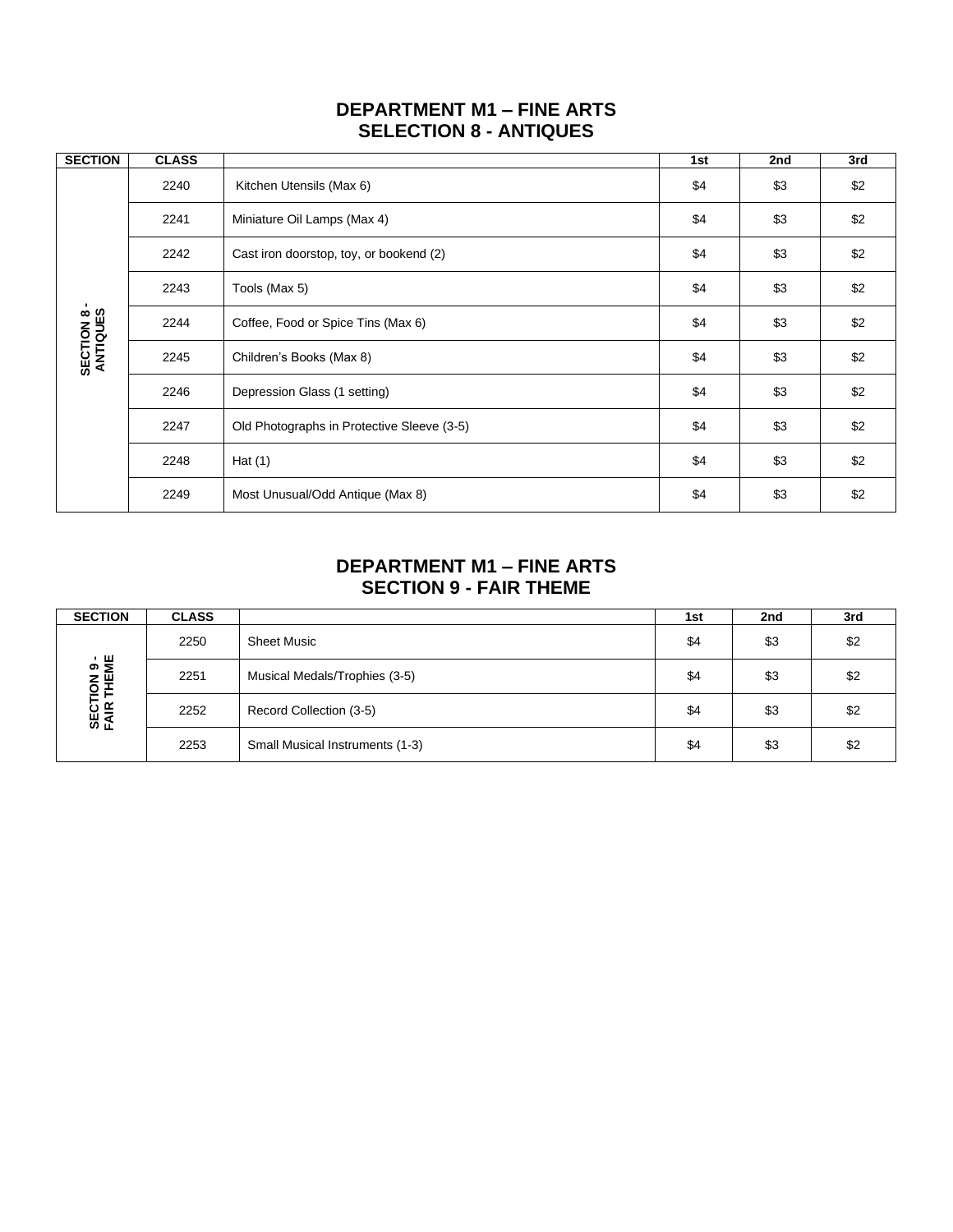## DEPARTMENT M1 – FINE ARTS
## SELECTION 8 - ANTIQUES

| SECTION | CLASS | | 1st | 2nd | 3rd |
|---|---|---|---|---|---|
| SECTION 8 - ANTIQUES | 2240 | Kitchen Utensils (Max 6) | $4 | $3 | $2 |
| | 2241 | Miniature Oil Lamps (Max 4) | $4 | $3 | $2 |
| | 2242 | Cast iron doorstop, toy, or bookend (2) | $4 | $3 | $2 |
| | 2243 | Tools (Max 5) | $4 | $3 | $2 |
| | 2244 | Coffee, Food or Spice Tins (Max 6) | $4 | $3 | $2 |
| | 2245 | Children's Books (Max 8) | $4 | $3 | $2 |
| | 2246 | Depression Glass (1 setting) | $4 | $3 | $2 |
| | 2247 | Old Photographs in Protective Sleeve (3-5) | $4 | $3 | $2 |
| | 2248 | Hat (1) | $4 | $3 | $2 |
| | 2249 | Most Unusual/Odd Antique (Max 8) | $4 | $3 | $2 |

## DEPARTMENT M1 – FINE ARTS
## SECTION 9 - FAIR THEME

| SECTION | CLASS | | 1st | 2nd | 3rd |
|---|---|---|---|---|---|
| SECTION 9 - FAIR THEME | 2250 | Sheet Music | $4 | $3 | $2 |
| | 2251 | Musical Medals/Trophies (3-5) | $4 | $3 | $2 |
| | 2252 | Record Collection (3-5) | $4 | $3 | $2 |
| | 2253 | Small Musical Instruments (1-3) | $4 | $3 | $2 |